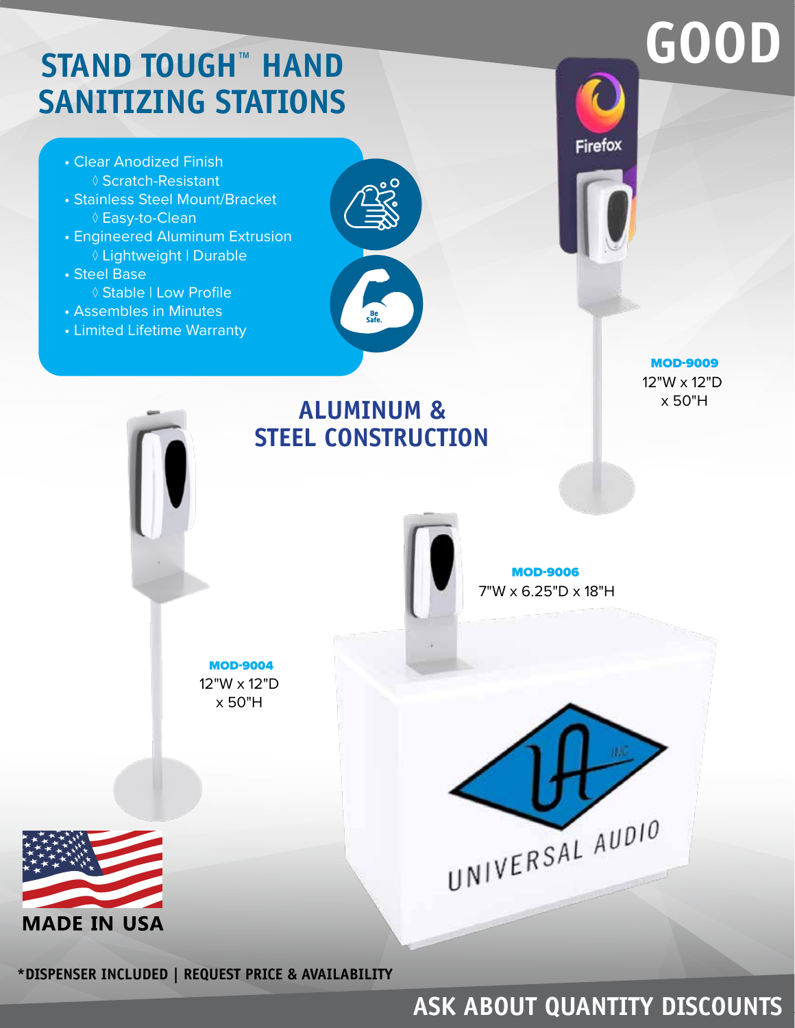# GOOD

# STAND TOUGH™ HAND SANITIZING STATIONS

- Clear Anodized Finish
  - ◊ Scratch-Resistant
- Stainless Steel Mount/Bracket
  - ◊ Easy-to-Clean
- Engineered Aluminum Extrusion
  - ◊ Lightweight | Durable
- Steel Base
  - ◊ Stable | Low Profile
- Assembles in Minutes
- Limited Lifetime Warranty

Be Safe.

## ALUMINUM & STEEL CONSTRUCTION

**MOD-9009**
12"W x 12"D x 50"H

**MOD-9006**
7"W x 6.25"D x 18"H

**MOD-9004**
12"W x 12"D x 50"H

**MADE IN USA**

**\*DISPENSER INCLUDED | REQUEST PRICE & AVAILABILITY**

**ASK ABOUT QUANTITY DISCOUNTS**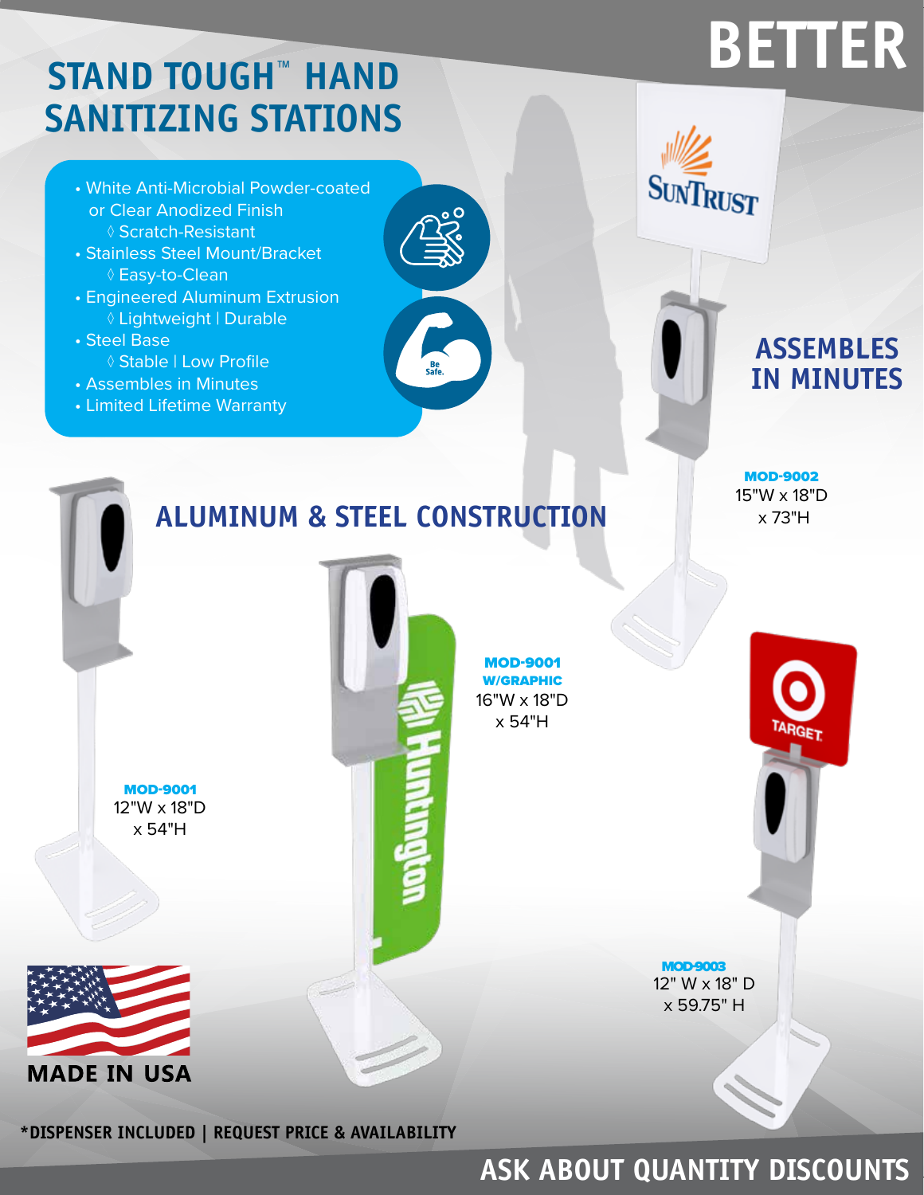# BETTER

## STAND TOUGH™ HAND SANITIZING STATIONS

- White Anti-Microbial Powder-coated or Clear Anodized Finish
  - ◊ Scratch-Resistant
- Stainless Steel Mount/Bracket
  - ◊ Easy-to-Clean
- Engineered Aluminum Extrusion
  - ◊ Lightweight | Durable
- Steel Base
  - ◊ Stable | Low Profile
- Assembles in Minutes
- Limited Lifetime Warranty

Be Safe.

## ASSEMBLES IN MINUTES

## ALUMINUM & STEEL CONSTRUCTION

**MOD-9002**
15"W x 18"D x 73"H

**MOD-9001 W/GRAPHIC**
16"W x 18"D x 54"H

**MOD-9001**
12"W x 18"D x 54"H

**MOD-9003**
12" W x 18" D x 59.75" H

MADE IN USA

**\*DISPENSER INCLUDED | REQUEST PRICE & AVAILABILITY**

**ASK ABOUT QUANTITY DISCOUNTS**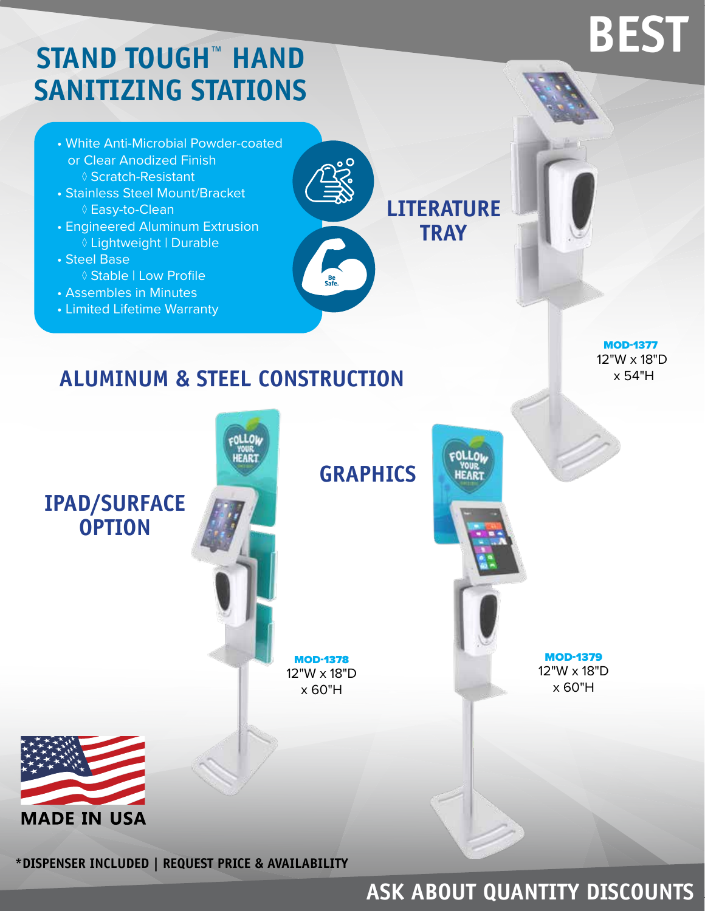# BEST

## STAND TOUGH™ HAND SANITIZING STATIONS

- White Anti-Microbial Powder-coated or Clear Anodized Finish
  - ◊ Scratch-Resistant
- Stainless Steel Mount/Bracket
  - ◊ Easy-to-Clean
- Engineered Aluminum Extrusion
  - ◊ Lightweight | Durable
- Steel Base
  - ◊ Stable | Low Profile
- Assembles in Minutes
- Limited Lifetime Warranty

Be Safe.

## LITERATURE TRAY

**MOD-1377**
12"W x 18"D x 54"H

## ALUMINUM & STEEL CONSTRUCTION

## IPAD/SURFACE OPTION

## GRAPHICS

**MOD-1378**
12"W x 18"D x 60"H

**MOD-1379**
12"W x 18"D x 60"H

MADE IN USA

***DISPENSER INCLUDED | REQUEST PRICE & AVAILABILITY**

**ASK ABOUT QUANTITY DISCOUNTS**